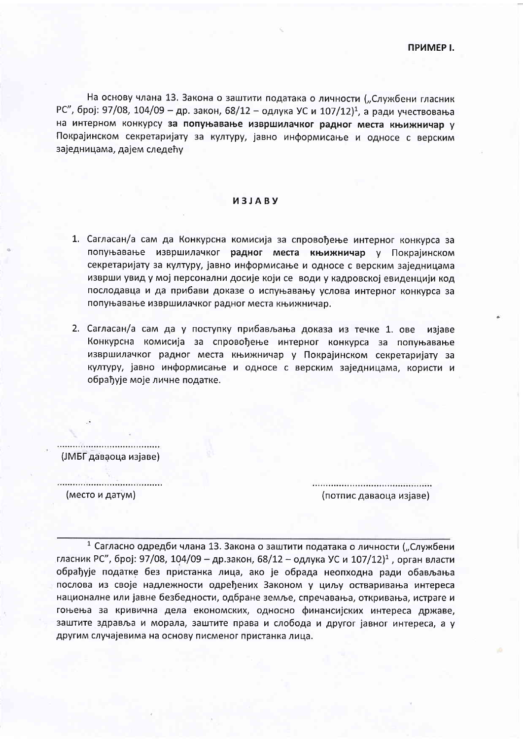**ПРИМЕР I.**

На основу члана 13. Закона о заштити података о личности („Службени гласник РС", број: 97/08, 104/09 – др. закон, 68/12 – одлука УС и 107/12)[1], а ради учествовања на интерном конкурсу **за попуњавање извршилачког радног места књижничар** у Покрајинском секретаријату за културу, јавно информисање и односе с верским заједницама, дајем следећу

**И З Ј А В У**

1. Сагласан/а сам да Конкурсна комисија за спровођење интерног конкурса за попуњавање извршилачког **радног места књижничар** у Покрајинском секретаријату за културу, јавно информисање и односе с верским заједницама изврши увид у мој персонални досије који се води у кадровској евиденцији код послодавца и да прибави доказе о испуњавању услова интерног конкурса за попуњавање извршилачког радног места књижничар.

2. Сагласан/а сам да у поступку прибављања доказа из течке 1. ове изјаве Конкурсна комисија за спровођење интерног конкурса за попуњавање извршилачког радног места књижничар у Покрајинском секретаријату за културу, јавно информисање и односе с верским заједницама, користи и обрађује моје личне податке.

......................................
(ЈМБГ даваоца изјаве)

......................................
(место и датум)

..........................................
(потпис даваоца изјаве)

---

[1] Сагласно одредби члана 13. Закона о заштити података о личности („Службени гласник РС", број: 97/08, 104/09 – др.закон, 68/12 – одлука УС и 107/12)[1], орган власти обрађује податке без пристанка лица, ако је обрада неопходна ради обављања послова из своје надлежности одређених Законом у циљу остваривања интереса националне или јавне безбедности, одбране земље, спречавања, откривања, истраге и гоњења за кривична дела економских, односно финансијских интереса државе, заштите здравља и морала, заштите права и слобода и другог јавног интереса, а у другим случајевима на основу писменог пристанка лица.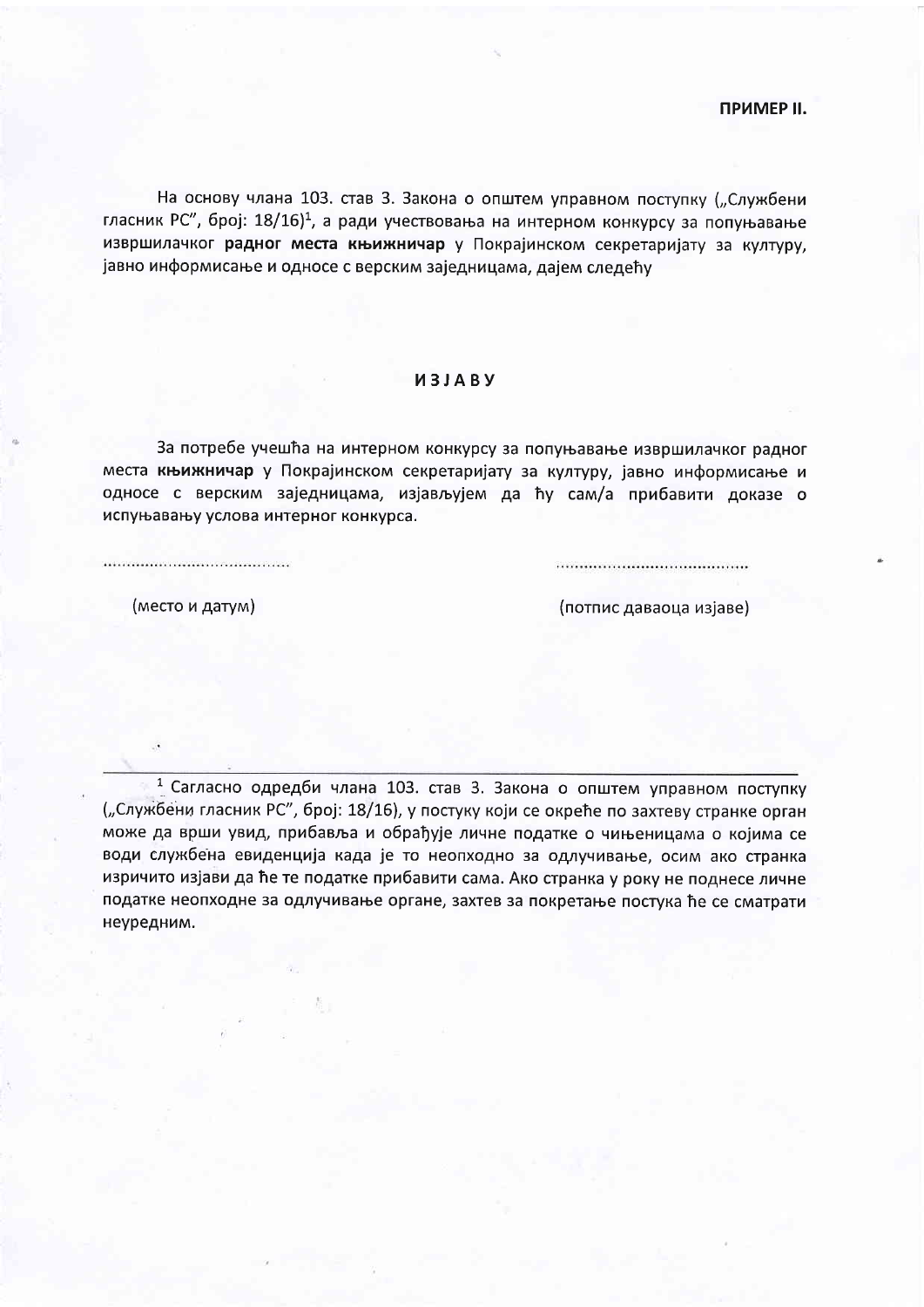**ПРИМЕР II.**

На основу члана 103. став 3. Закона о општем управном поступку („Службени гласник РС", број: 18/16)[1], а ради учествовања на интерном конкурсу за попуњавање извршилачког **радног места књижничар** у Покрајинском секретаријату за културу, јавно информисање и односе с верским заједницама, дајем следећу

## ИЗЈАВУ

За потребе учешћа на интерном конкурсу за попуњавање извршилачког радног места **књижничар** у Покрајинском секретаријату за културу, јавно информисање и односе с верским заједницама, изјављујем да ћу сам/а прибавити доказе о испуњавању услова интерног конкурса.

.......................................                .......................................

(место и датум)                (потпис даваоца изјаве)

---

[1] Сагласно одредби члана 103. став 3. Закона о општем управном поступку („Службени гласник РС", број: 18/16), у поступку који се окреће по захтеву странке орган може да врши увид, прибавља и обрађује личне податке о чињеницама о којима се води службена евиденција када је то неопходно за одлучивање, осим ако странка изричито изјави да ће те податке прибавити сама. Ако странка у року не поднесе личне податке неопходне за одлучивање органе, захтев за покретање постука ће се сматрати неуредним.